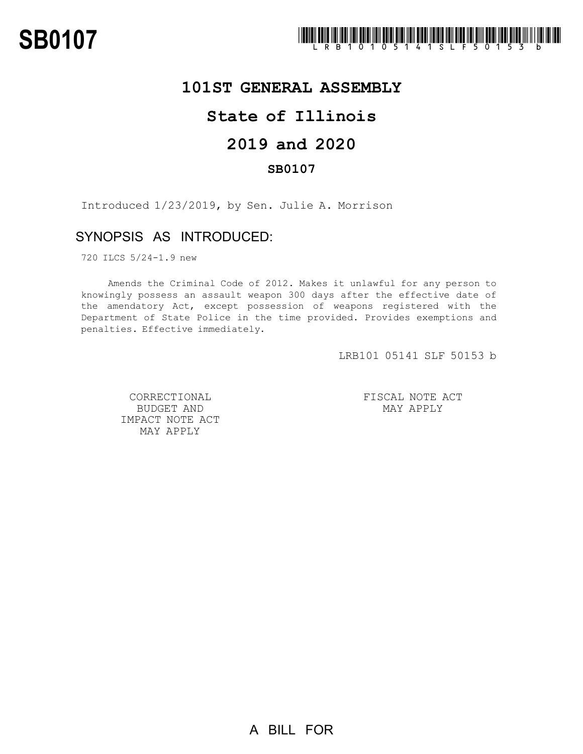# SB0107

LRB101 05141 SLF 50153 b

## 101ST GENERAL ASSEMBLY

## State of Illinois

## 2019 and 2020

### SB0107

Introduced 1/23/2019, by Sen. Julie A. Morrison

## SYNOPSIS AS INTRODUCED:

720 ILCS 5/24-1.9 new

Amends the Criminal Code of 2012. Makes it unlawful for any person to knowingly possess an assault weapon 300 days after the effective date of the amendatory Act, except possession of weapons registered with the Department of State Police in the time provided. Provides exemptions and penalties. Effective immediately.

LRB101 05141 SLF 50153 b

CORRECTIONAL BUDGET AND IMPACT NOTE ACT MAY APPLY

FISCAL NOTE ACT MAY APPLY

A BILL FOR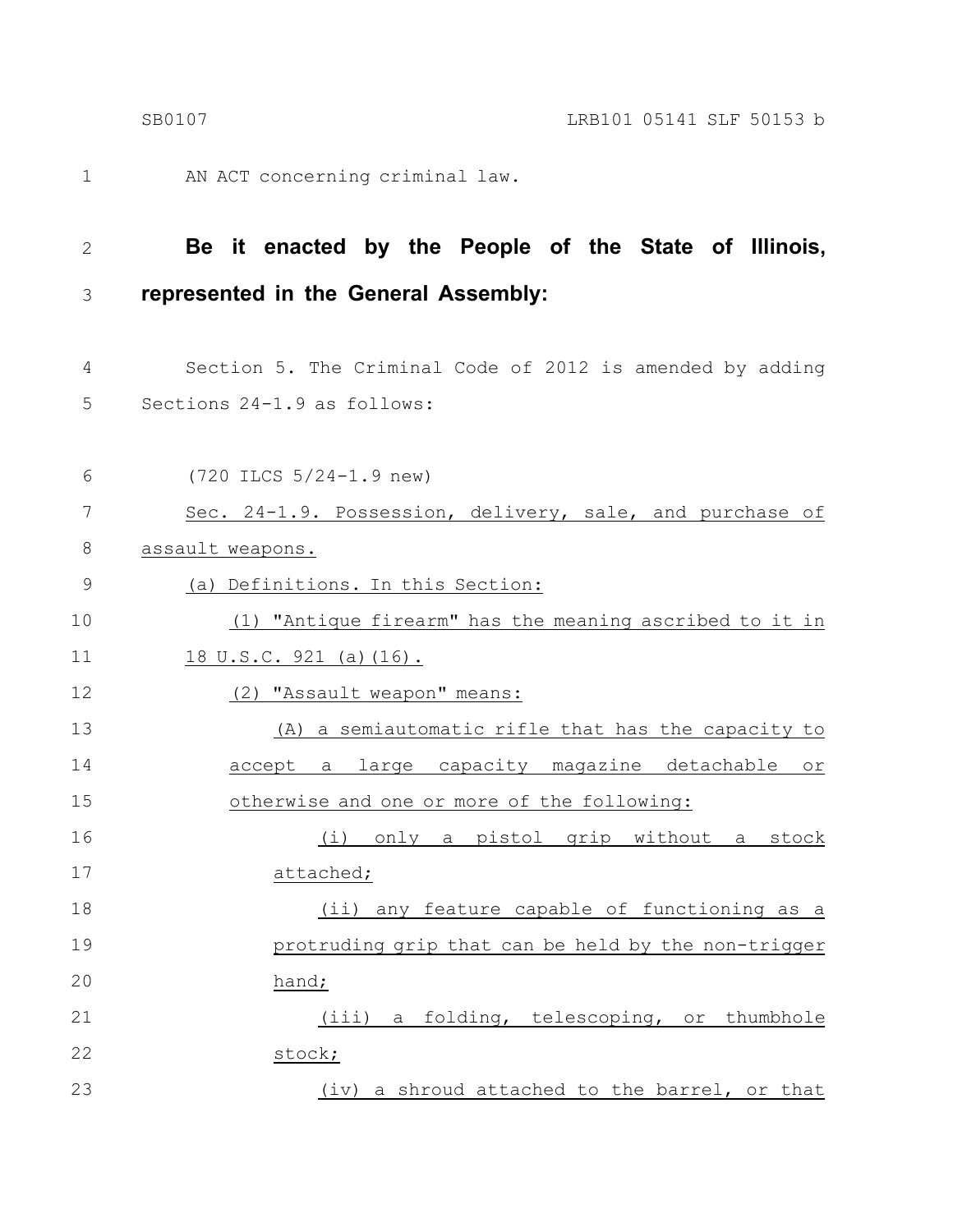AN ACT concerning criminal law.

**Be it enacted by the People of the State of Illinois, represented in the General Assembly:**

Section 5. The Criminal Code of 2012 is amended by adding Sections 24-1.9 as follows:

(720 ILCS 5/24-1.9 new)

Sec. 24-1.9. Possession, delivery, sale, and purchase of assault weapons.

(a) Definitions. In this Section:

(1) "Antique firearm" has the meaning ascribed to it in 18 U.S.C. 921 (a)(16).

(2) "Assault weapon" means:

(A) a semiautomatic rifle that has the capacity to accept a large capacity magazine detachable or otherwise and one or more of the following:

(i) only a pistol grip without a stock attached;

(ii) any feature capable of functioning as a protruding grip that can be held by the non-trigger hand;

(iii) a folding, telescoping, or thumbhole stock;

(iv) a shroud attached to the barrel, or that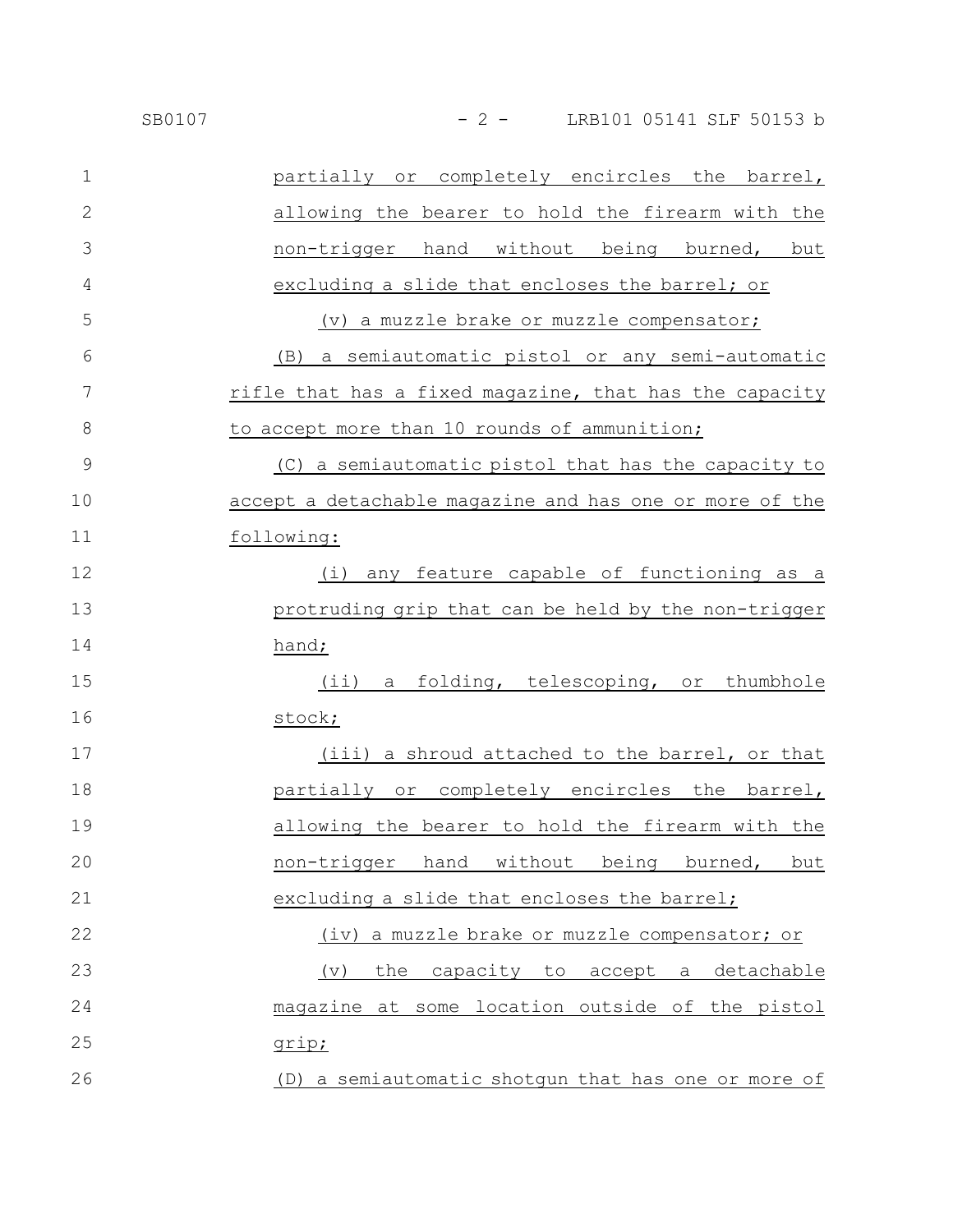partially or completely encircles the barrel, allowing the bearer to hold the firearm with the non-trigger hand without being burned, but excluding a slide that encloses the barrel; or

(v) a muzzle brake or muzzle compensator;

(B) a semiautomatic pistol or any semi-automatic rifle that has a fixed magazine, that has the capacity to accept more than 10 rounds of ammunition;

(C) a semiautomatic pistol that has the capacity to accept a detachable magazine and has one or more of the following:

(i) any feature capable of functioning as a protruding grip that can be held by the non-trigger hand;

(ii) a folding, telescoping, or thumbhole stock;

(iii) a shroud attached to the barrel, or that partially or completely encircles the barrel, allowing the bearer to hold the firearm with the non-trigger hand without being burned, but excluding a slide that encloses the barrel;

(iv) a muzzle brake or muzzle compensator; or

(v) the capacity to accept a detachable magazine at some location outside of the pistol grip;

(D) a semiautomatic shotgun that has one or more of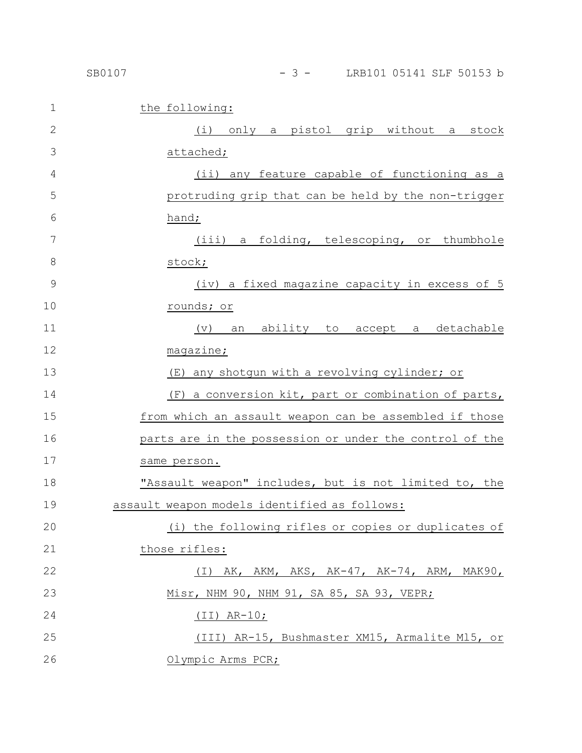the following:

(i) only a pistol grip without a stock attached;

(ii) any feature capable of functioning as a protruding grip that can be held by the non-trigger hand;

(iii) a folding, telescoping, or thumbhole stock;

(iv) a fixed magazine capacity in excess of 5 rounds; or

(v) an ability to accept a detachable magazine;

(E) any shotgun with a revolving cylinder; or

(F) a conversion kit, part or combination of parts, from which an assault weapon can be assembled if those parts are in the possession or under the control of the same person.

"Assault weapon" includes, but is not limited to, the assault weapon models identified as follows:

(i) the following rifles or copies or duplicates of those rifles:

(I) AK, AKM, AKS, AK-47, AK-74, ARM, MAK90, Misr, NHM 90, NHM 91, SA 85, SA 93, VEPR;

(II) AR-10;

(III) AR-15, Bushmaster XM15, Armalite M15, or Olympic Arms PCR;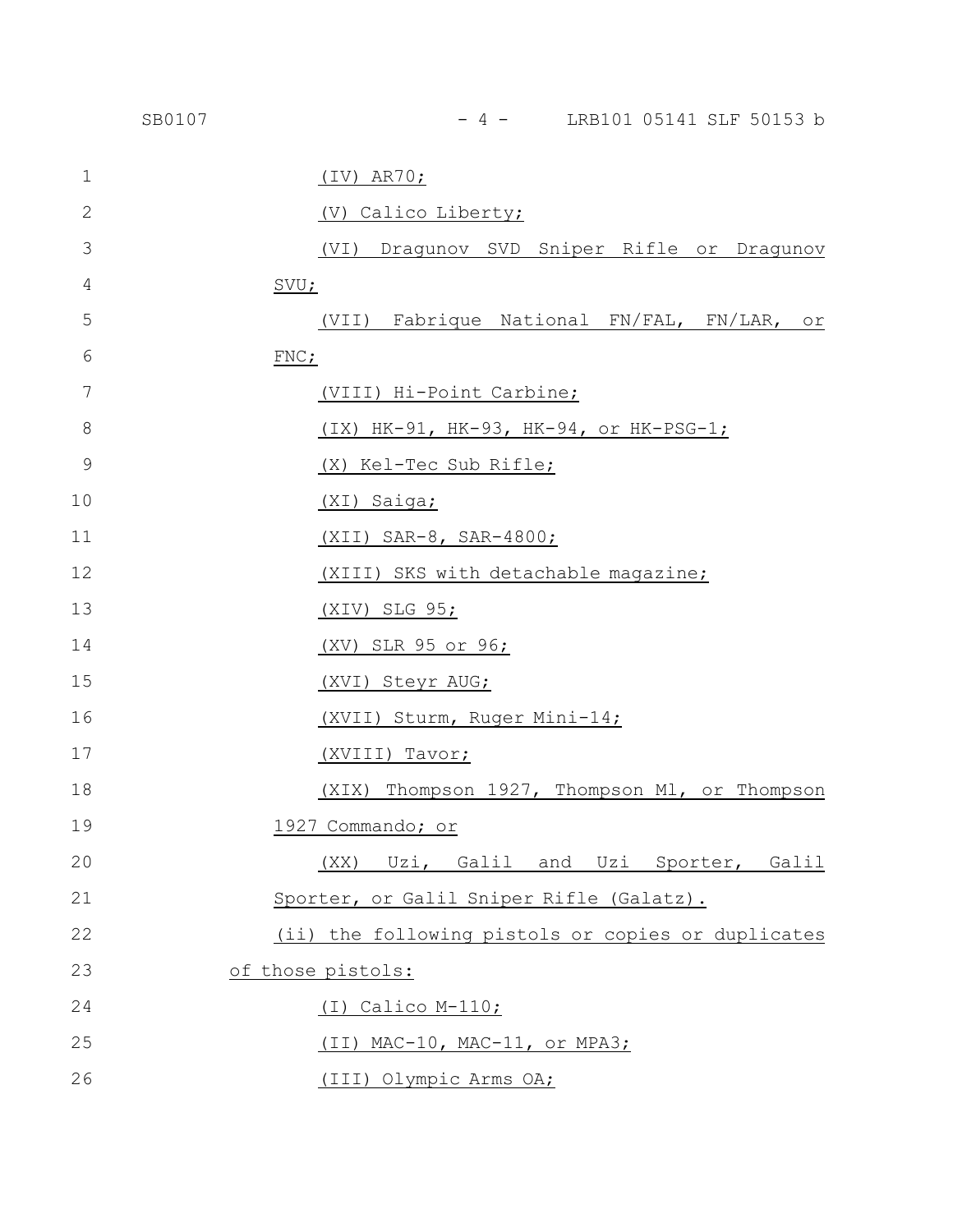(IV) AR70;

(V) Calico Liberty;

(VI) Dragunov SVD Sniper Rifle or Dragunov SVU;

(VII) Fabrique National FN/FAL, FN/LAR, or FNC;

(VIII) Hi-Point Carbine;

(IX) HK-91, HK-93, HK-94, or HK-PSG-1;

(X) Kel-Tec Sub Rifle;

(XI) Saiga;

(XII) SAR-8, SAR-4800;

(XIII) SKS with detachable magazine;

(XIV) SLG 95;

(XV) SLR 95 or 96;

(XVI) Steyr AUG;

(XVII) Sturm, Ruger Mini-14;

(XVIII) Tavor;

(XIX) Thompson 1927, Thompson Ml, or Thompson 1927 Commando; or

(XX) Uzi, Galil and Uzi Sporter, Galil Sporter, or Galil Sniper Rifle (Galatz).

(ii) the following pistols or copies or duplicates of those pistols:

(I) Calico M-110;

(II) MAC-10, MAC-11, or MPA3;

(III) Olympic Arms OA;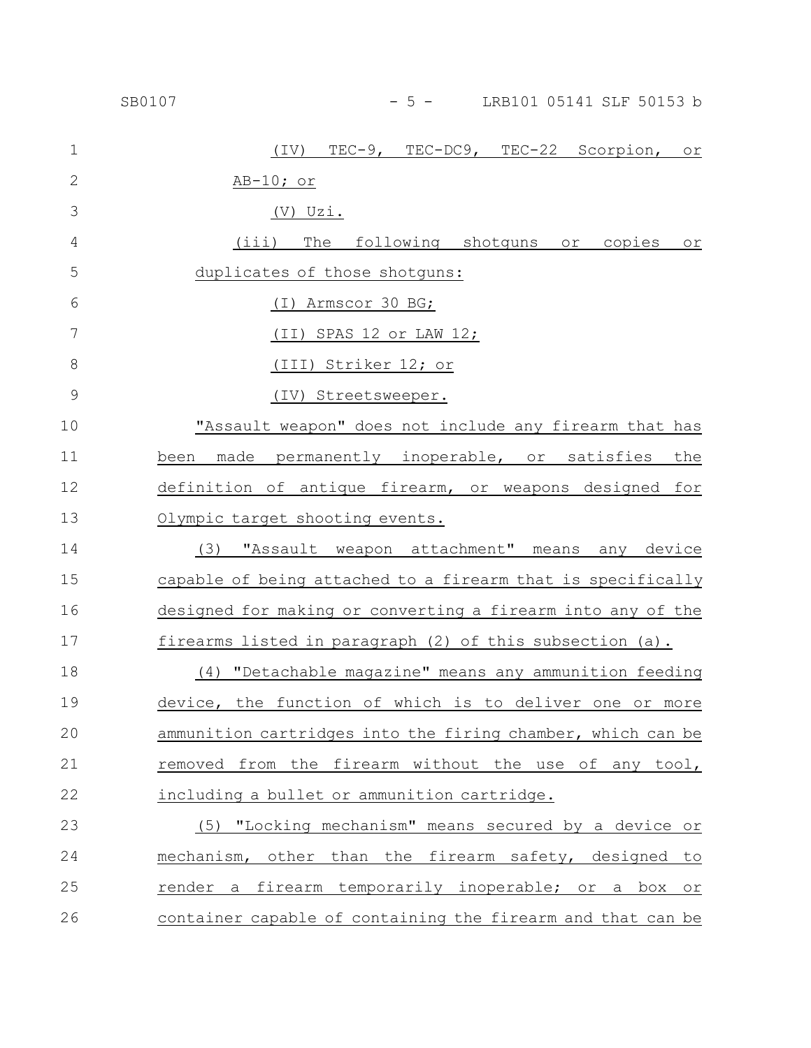(IV) TEC-9, TEC-DC9, TEC-22 Scorpion, or AB-10; or

(V) Uzi.

(iii) The following shotguns or copies or duplicates of those shotguns:

(I) Armscor 30 BG;

(II) SPAS 12 or LAW 12;

(III) Striker 12; or

(IV) Streetsweeper.

"Assault weapon" does not include any firearm that has been made permanently inoperable, or satisfies the definition of antique firearm, or weapons designed for Olympic target shooting events.

(3) "Assault weapon attachment" means any device capable of being attached to a firearm that is specifically designed for making or converting a firearm into any of the firearms listed in paragraph (2) of this subsection (a).

(4) "Detachable magazine" means any ammunition feeding device, the function of which is to deliver one or more ammunition cartridges into the firing chamber, which can be removed from the firearm without the use of any tool, including a bullet or ammunition cartridge.

(5) "Locking mechanism" means secured by a device or mechanism, other than the firearm safety, designed to render a firearm temporarily inoperable; or a box or container capable of containing the firearm and that can be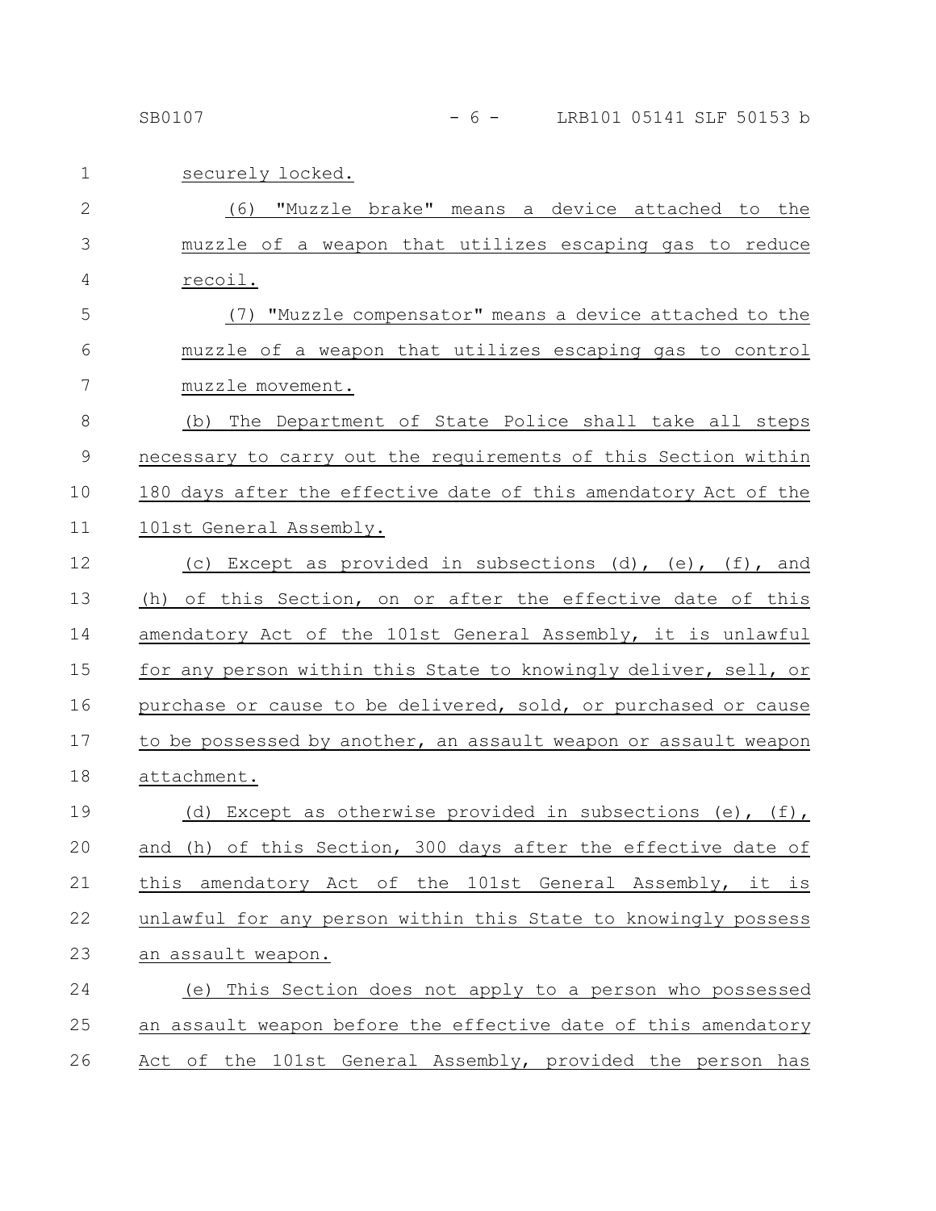securely locked.

(6) "Muzzle brake" means a device attached to the muzzle of a weapon that utilizes escaping gas to reduce recoil.

(7) "Muzzle compensator" means a device attached to the muzzle of a weapon that utilizes escaping gas to control muzzle movement.

(b) The Department of State Police shall take all steps necessary to carry out the requirements of this Section within 180 days after the effective date of this amendatory Act of the 101st General Assembly.

(c) Except as provided in subsections (d), (e), (f), and (h) of this Section, on or after the effective date of this amendatory Act of the 101st General Assembly, it is unlawful for any person within this State to knowingly deliver, sell, or purchase or cause to be delivered, sold, or purchased or cause to be possessed by another, an assault weapon or assault weapon attachment.

(d) Except as otherwise provided in subsections (e), (f), and (h) of this Section, 300 days after the effective date of this amendatory Act of the 101st General Assembly, it is unlawful for any person within this State to knowingly possess an assault weapon.

(e) This Section does not apply to a person who possessed an assault weapon before the effective date of this amendatory Act of the 101st General Assembly, provided the person has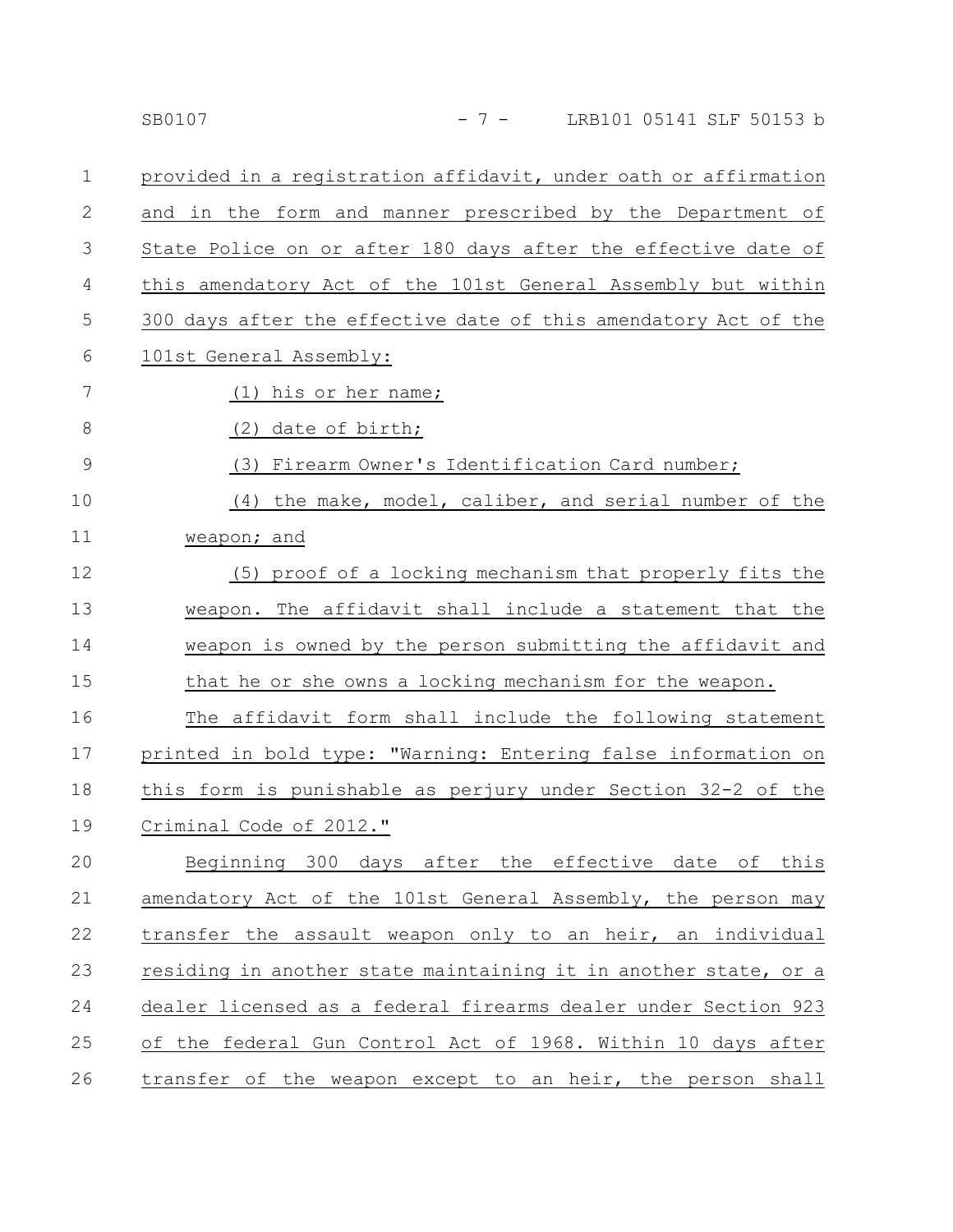provided in a registration affidavit, under oath or affirmation and in the form and manner prescribed by the Department of State Police on or after 180 days after the effective date of this amendatory Act of the 101st General Assembly but within 300 days after the effective date of this amendatory Act of the 101st General Assembly:

(1) his or her name;

(2) date of birth;

(3) Firearm Owner's Identification Card number;

(4) the make, model, caliber, and serial number of the weapon; and

(5) proof of a locking mechanism that properly fits the weapon. The affidavit shall include a statement that the weapon is owned by the person submitting the affidavit and that he or she owns a locking mechanism for the weapon.

The affidavit form shall include the following statement printed in bold type: "Warning: Entering false information on this form is punishable as perjury under Section 32-2 of the Criminal Code of 2012."

Beginning 300 days after the effective date of this amendatory Act of the 101st General Assembly, the person may transfer the assault weapon only to an heir, an individual residing in another state maintaining it in another state, or a dealer licensed as a federal firearms dealer under Section 923 of the federal Gun Control Act of 1968. Within 10 days after transfer of the weapon except to an heir, the person shall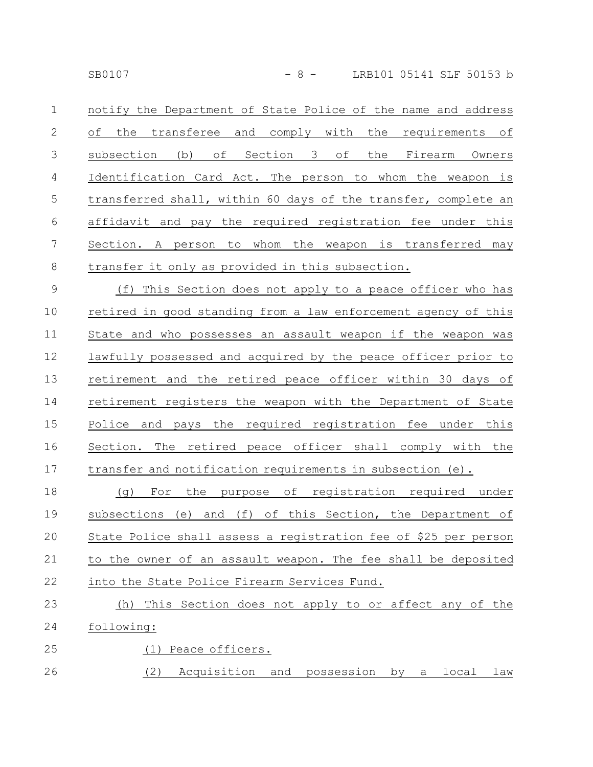notify the Department of State Police of the name and address of the transferee and comply with the requirements of subsection (b) of Section 3 of the Firearm Owners Identification Card Act. The person to whom the weapon is transferred shall, within 60 days of the transfer, complete an affidavit and pay the required registration fee under this Section. A person to whom the weapon is transferred may transfer it only as provided in this subsection.

(f) This Section does not apply to a peace officer who has retired in good standing from a law enforcement agency of this State and who possesses an assault weapon if the weapon was lawfully possessed and acquired by the peace officer prior to retirement and the retired peace officer within 30 days of retirement registers the weapon with the Department of State Police and pays the required registration fee under this Section. The retired peace officer shall comply with the transfer and notification requirements in subsection (e).

(g) For the purpose of registration required under subsections (e) and (f) of this Section, the Department of State Police shall assess a registration fee of $25 per person to the owner of an assault weapon. The fee shall be deposited into the State Police Firearm Services Fund.

(h) This Section does not apply to or affect any of the following:

(1) Peace officers.

(2) Acquisition and possession by a local law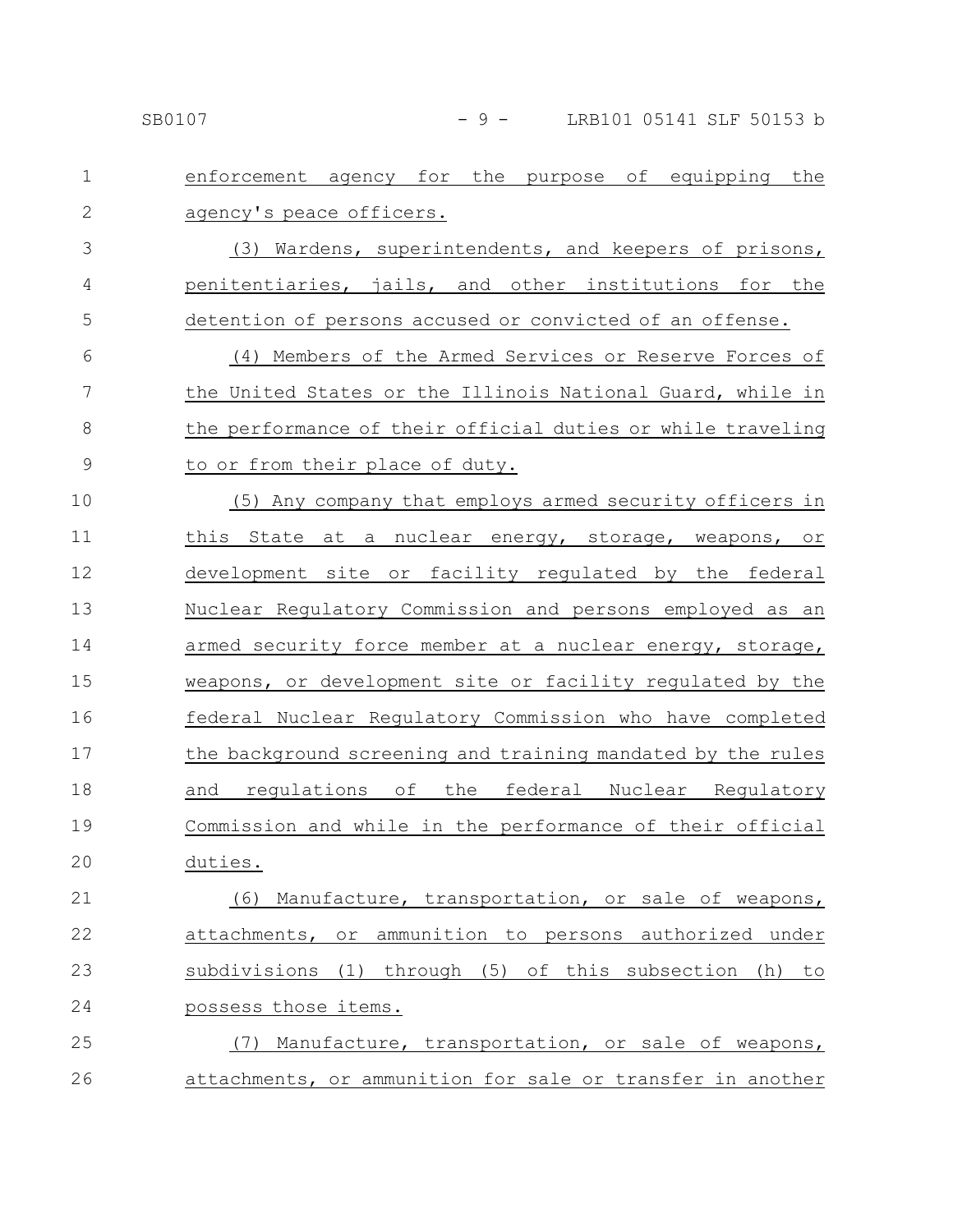enforcement agency for the purpose of equipping the agency's peace officers.

(3) Wardens, superintendents, and keepers of prisons, penitentiaries, jails, and other institutions for the detention of persons accused or convicted of an offense.

(4) Members of the Armed Services or Reserve Forces of the United States or the Illinois National Guard, while in the performance of their official duties or while traveling to or from their place of duty.

(5) Any company that employs armed security officers in this State at a nuclear energy, storage, weapons, or development site or facility regulated by the federal Nuclear Regulatory Commission and persons employed as an armed security force member at a nuclear energy, storage, weapons, or development site or facility regulated by the federal Nuclear Regulatory Commission who have completed the background screening and training mandated by the rules and regulations of the federal Nuclear Regulatory Commission and while in the performance of their official duties.

(6) Manufacture, transportation, or sale of weapons, attachments, or ammunition to persons authorized under subdivisions (1) through (5) of this subsection (h) to possess those items.

(7) Manufacture, transportation, or sale of weapons, attachments, or ammunition for sale or transfer in another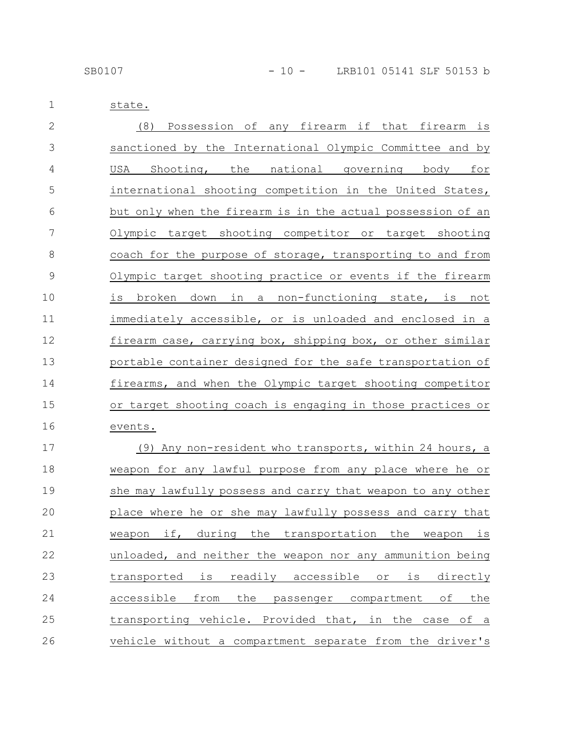state.

(8) Possession of any firearm if that firearm is sanctioned by the International Olympic Committee and by USA Shooting, the national governing body for international shooting competition in the United States, but only when the firearm is in the actual possession of an Olympic target shooting competitor or target shooting coach for the purpose of storage, transporting to and from Olympic target shooting practice or events if the firearm is broken down in a non-functioning state, is not immediately accessible, or is unloaded and enclosed in a firearm case, carrying box, shipping box, or other similar portable container designed for the safe transportation of firearms, and when the Olympic target shooting competitor or target shooting coach is engaging in those practices or events.

(9) Any non-resident who transports, within 24 hours, a weapon for any lawful purpose from any place where he or she may lawfully possess and carry that weapon to any other place where he or she may lawfully possess and carry that weapon if, during the transportation the weapon is unloaded, and neither the weapon nor any ammunition being transported is readily accessible or is directly accessible from the passenger compartment of the transporting vehicle. Provided that, in the case of a vehicle without a compartment separate from the driver's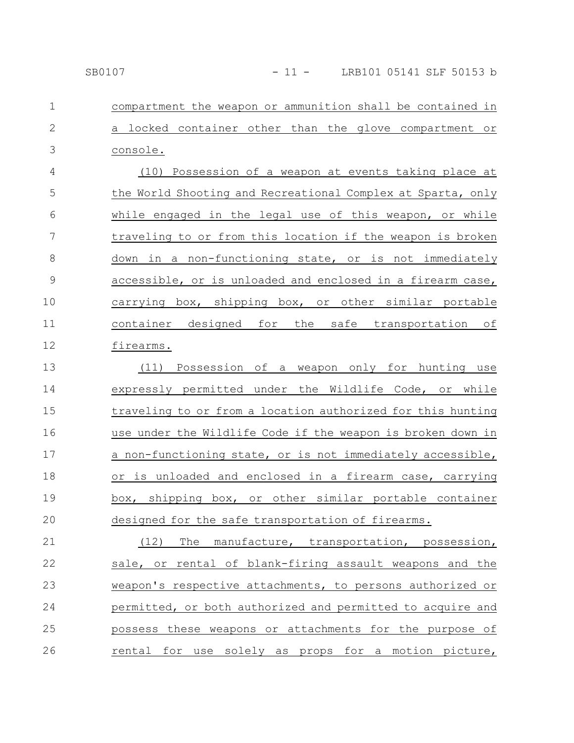compartment the weapon or ammunition shall be contained in a locked container other than the glove compartment or console.

(10) Possession of a weapon at events taking place at the World Shooting and Recreational Complex at Sparta, only while engaged in the legal use of this weapon, or while traveling to or from this location if the weapon is broken down in a non-functioning state, or is not immediately accessible, or is unloaded and enclosed in a firearm case, carrying box, shipping box, or other similar portable container designed for the safe transportation of firearms.

(11) Possession of a weapon only for hunting use expressly permitted under the Wildlife Code, or while traveling to or from a location authorized for this hunting use under the Wildlife Code if the weapon is broken down in a non-functioning state, or is not immediately accessible, or is unloaded and enclosed in a firearm case, carrying box, shipping box, or other similar portable container designed for the safe transportation of firearms.

(12) The manufacture, transportation, possession, sale, or rental of blank-firing assault weapons and the weapon's respective attachments, to persons authorized or permitted, or both authorized and permitted to acquire and possess these weapons or attachments for the purpose of rental for use solely as props for a motion picture,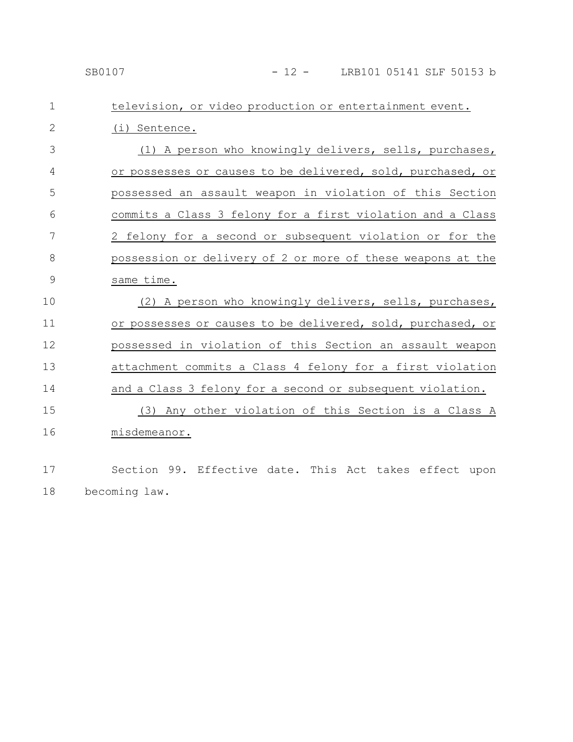television, or video production or entertainment event.

(i) Sentence.

(1) A person who knowingly delivers, sells, purchases, or possesses or causes to be delivered, sold, purchased, or possessed an assault weapon in violation of this Section commits a Class 3 felony for a first violation and a Class 2 felony for a second or subsequent violation or for the possession or delivery of 2 or more of these weapons at the same time.

(2) A person who knowingly delivers, sells, purchases, or possesses or causes to be delivered, sold, purchased, or possessed in violation of this Section an assault weapon attachment commits a Class 4 felony for a first violation and a Class 3 felony for a second or subsequent violation.

(3) Any other violation of this Section is a Class A misdemeanor.

Section 99. Effective date. This Act takes effect upon becoming law.